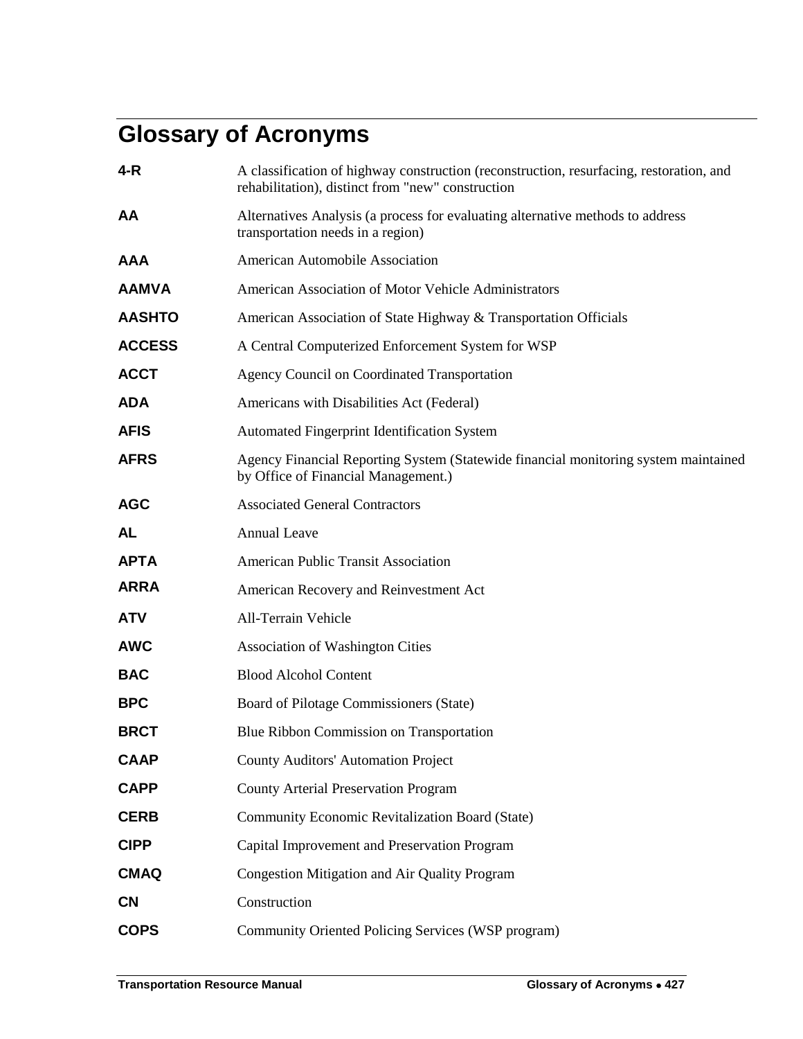# Glossary of Acronyms

| | |
|---|---|
| **4-R** | A classification of highway construction (reconstruction, resurfacing, restoration, and rehabilitation), distinct from "new" construction |
| **AA** | Alternatives Analysis (a process for evaluating alternative methods to address transportation needs in a region) |
| **AAA** | American Automobile Association |
| **AAMVA** | American Association of Motor Vehicle Administrators |
| **AASHTO** | American Association of State Highway & Transportation Officials |
| **ACCESS** | A Central Computerized Enforcement System for WSP |
| **ACCT** | Agency Council on Coordinated Transportation |
| **ADA** | Americans with Disabilities Act (Federal) |
| **AFIS** | Automated Fingerprint Identification System |
| **AFRS** | Agency Financial Reporting System (Statewide financial monitoring system maintained by Office of Financial Management.) |
| **AGC** | Associated General Contractors |
| **AL** | Annual Leave |
| **APTA** | American Public Transit Association |
| **ARRA** | American Recovery and Reinvestment Act |
| **ATV** | All-Terrain Vehicle |
| **AWC** | Association of Washington Cities |
| **BAC** | Blood Alcohol Content |
| **BPC** | Board of Pilotage Commissioners (State) |
| **BRCT** | Blue Ribbon Commission on Transportation |
| **CAAP** | County Auditors' Automation Project |
| **CAPP** | County Arterial Preservation Program |
| **CERB** | Community Economic Revitalization Board (State) |
| **CIPP** | Capital Improvement and Preservation Program |
| **CMAQ** | Congestion Mitigation and Air Quality Program |
| **CN** | Construction |
| **COPS** | Community Oriented Policing Services (WSP program) |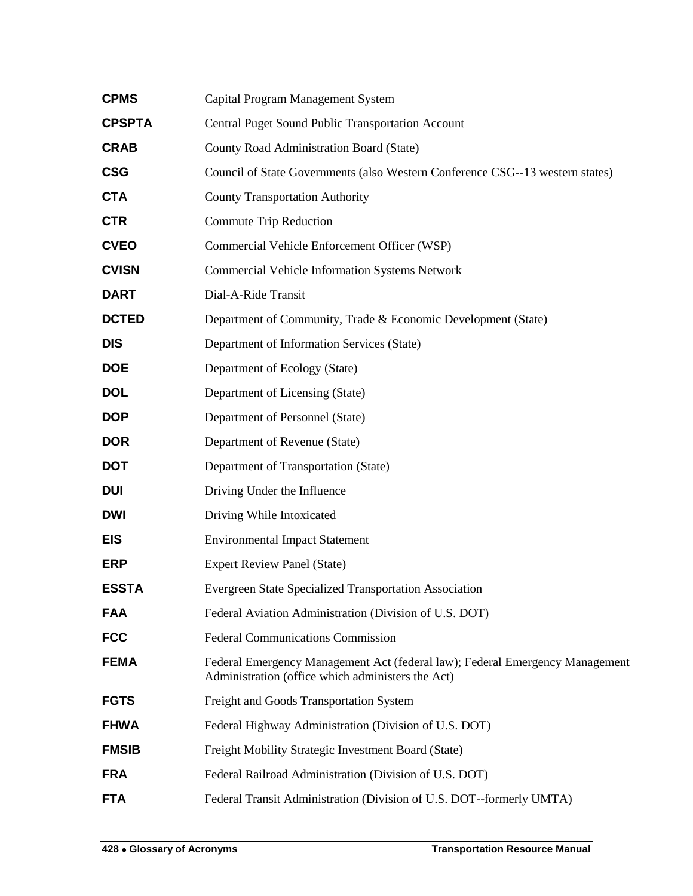**CPMS** Capital Program Management System

**CPSPTA** Central Puget Sound Public Transportation Account

**CRAB** County Road Administration Board (State)

**CSG** Council of State Governments (also Western Conference CSG--13 western states)

**CTA** County Transportation Authority

**CTR** Commute Trip Reduction

**CVEO** Commercial Vehicle Enforcement Officer (WSP)

**CVISN** Commercial Vehicle Information Systems Network

**DART** Dial-A-Ride Transit

**DCTED** Department of Community, Trade & Economic Development (State)

**DIS** Department of Information Services (State)

**DOE** Department of Ecology (State)

**DOL** Department of Licensing (State)

**DOP** Department of Personnel (State)

**DOR** Department of Revenue (State)

**DOT** Department of Transportation (State)

**DUI** Driving Under the Influence

**DWI** Driving While Intoxicated

**EIS** Environmental Impact Statement

**ERP** Expert Review Panel (State)

**ESSTA** Evergreen State Specialized Transportation Association

**FAA** Federal Aviation Administration (Division of U.S. DOT)

**FCC** Federal Communications Commission

**FEMA** Federal Emergency Management Act (federal law); Federal Emergency Management Administration (office which administers the Act)

**FGTS** Freight and Goods Transportation System

**FHWA** Federal Highway Administration (Division of U.S. DOT)

**FMSIB** Freight Mobility Strategic Investment Board (State)

**FRA** Federal Railroad Administration (Division of U.S. DOT)

**FTA** Federal Transit Administration (Division of U.S. DOT--formerly UMTA)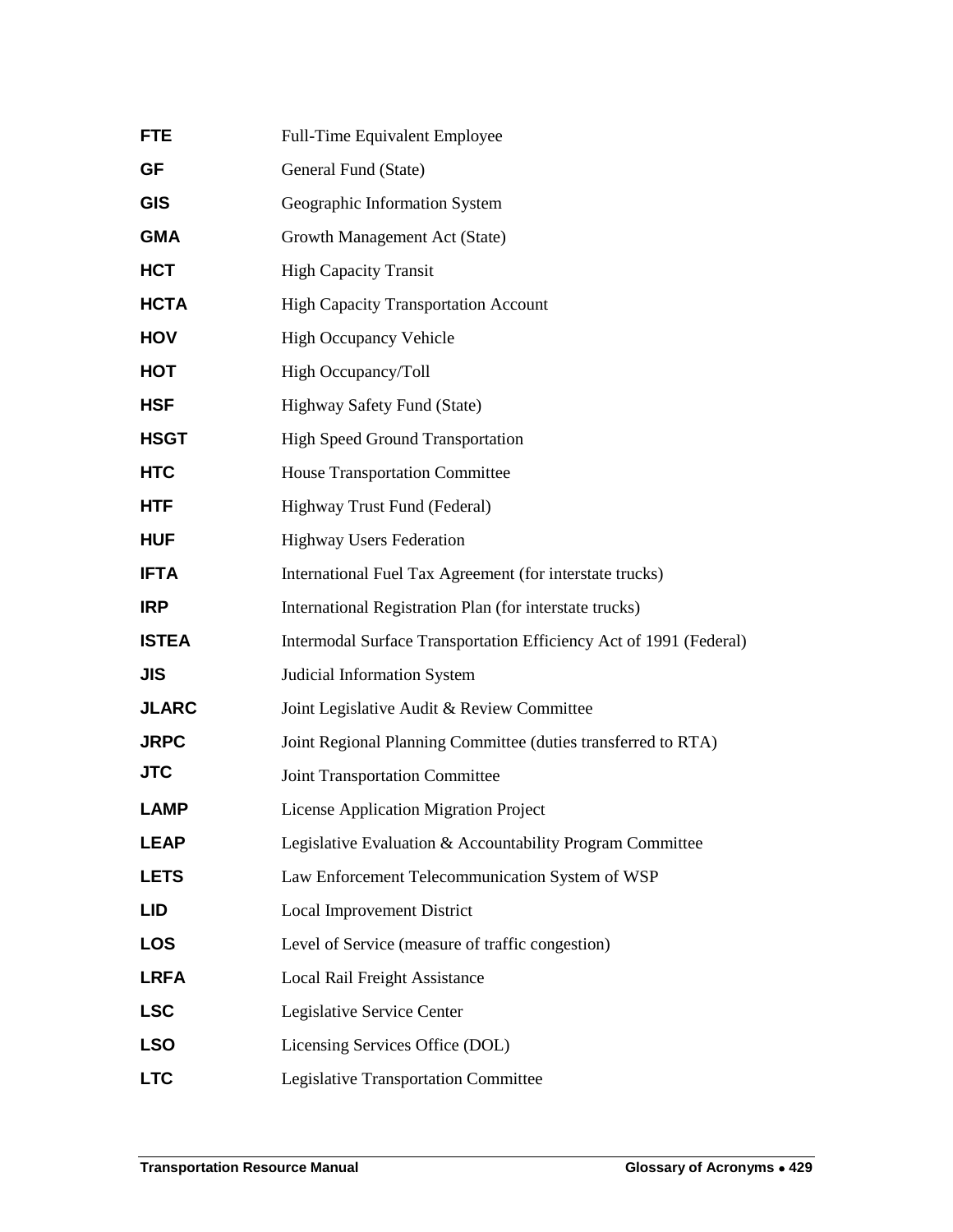| | |
|---|---|
| **FTE** | Full-Time Equivalent Employee |
| **GF** | General Fund (State) |
| **GIS** | Geographic Information System |
| **GMA** | Growth Management Act (State) |
| **HCT** | High Capacity Transit |
| **HCTA** | High Capacity Transportation Account |
| **HOV** | High Occupancy Vehicle |
| **HOT** | High Occupancy/Toll |
| **HSF** | Highway Safety Fund (State) |
| **HSGT** | High Speed Ground Transportation |
| **HTC** | House Transportation Committee |
| **HTF** | Highway Trust Fund (Federal) |
| **HUF** | Highway Users Federation |
| **IFTA** | International Fuel Tax Agreement (for interstate trucks) |
| **IRP** | International Registration Plan (for interstate trucks) |
| **ISTEA** | Intermodal Surface Transportation Efficiency Act of 1991 (Federal) |
| **JIS** | Judicial Information System |
| **JLARC** | Joint Legislative Audit & Review Committee |
| **JRPC** | Joint Regional Planning Committee (duties transferred to RTA) |
| **JTC** | Joint Transportation Committee |
| **LAMP** | License Application Migration Project |
| **LEAP** | Legislative Evaluation & Accountability Program Committee |
| **LETS** | Law Enforcement Telecommunication System of WSP |
| **LID** | Local Improvement District |
| **LOS** | Level of Service (measure of traffic congestion) |
| **LRFA** | Local Rail Freight Assistance |
| **LSC** | Legislative Service Center |
| **LSO** | Licensing Services Office (DOL) |
| **LTC** | Legislative Transportation Committee |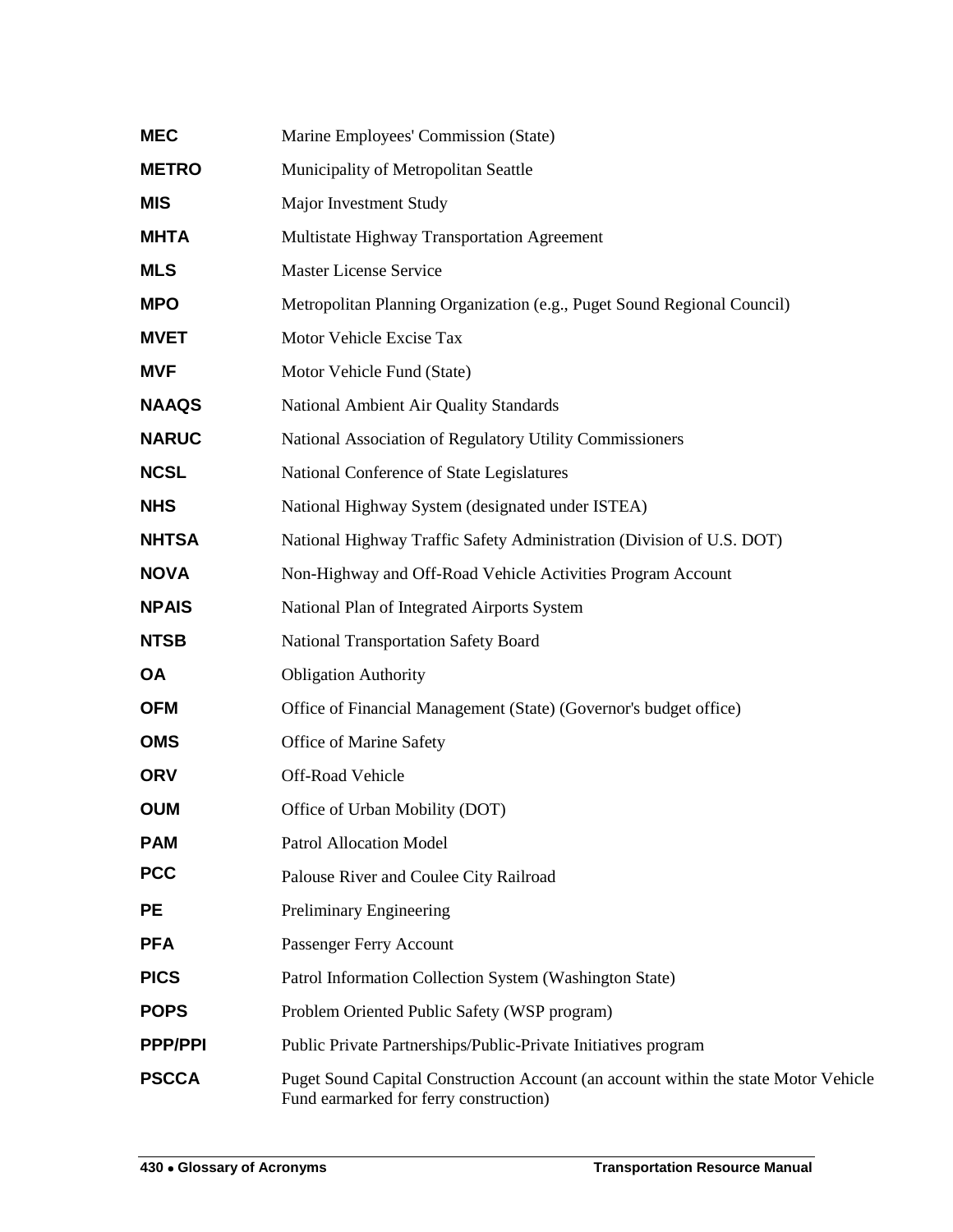| | |
|---|---|
| **MEC** | Marine Employees' Commission (State) |
| **METRO** | Municipality of Metropolitan Seattle |
| **MIS** | Major Investment Study |
| **MHTA** | Multistate Highway Transportation Agreement |
| **MLS** | Master License Service |
| **MPO** | Metropolitan Planning Organization (e.g., Puget Sound Regional Council) |
| **MVET** | Motor Vehicle Excise Tax |
| **MVF** | Motor Vehicle Fund (State) |
| **NAAQS** | National Ambient Air Quality Standards |
| **NARUC** | National Association of Regulatory Utility Commissioners |
| **NCSL** | National Conference of State Legislatures |
| **NHS** | National Highway System (designated under ISTEA) |
| **NHTSA** | National Highway Traffic Safety Administration (Division of U.S. DOT) |
| **NOVA** | Non-Highway and Off-Road Vehicle Activities Program Account |
| **NPAIS** | National Plan of Integrated Airports System |
| **NTSB** | National Transportation Safety Board |
| **OA** | Obligation Authority |
| **OFM** | Office of Financial Management (State) (Governor's budget office) |
| **OMS** | Office of Marine Safety |
| **ORV** | Off-Road Vehicle |
| **OUM** | Office of Urban Mobility (DOT) |
| **PAM** | Patrol Allocation Model |
| **PCC** | Palouse River and Coulee City Railroad |
| **PE** | Preliminary Engineering |
| **PFA** | Passenger Ferry Account |
| **PICS** | Patrol Information Collection System (Washington State) |
| **POPS** | Problem Oriented Public Safety (WSP program) |
| **PPP/PPI** | Public Private Partnerships/Public-Private Initiatives program |
| **PSCCA** | Puget Sound Capital Construction Account (an account within the state Motor Vehicle Fund earmarked for ferry construction) |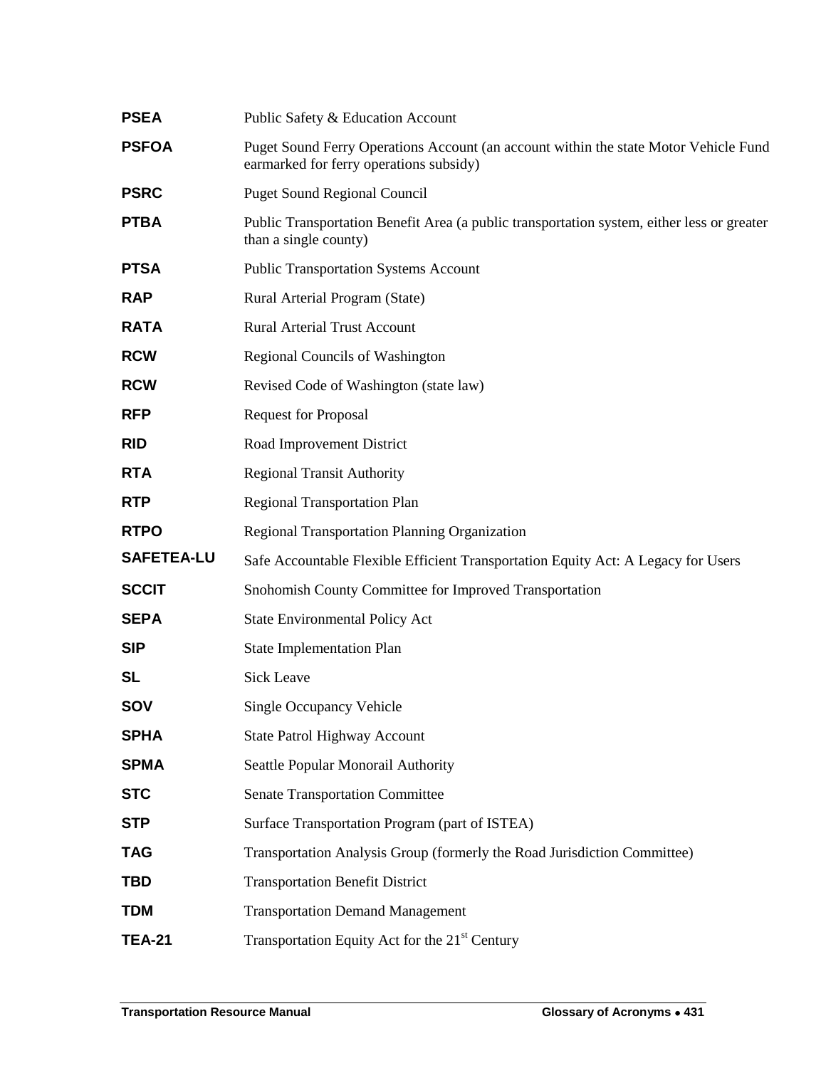**PSEA** Public Safety & Education Account

**PSFOA** Puget Sound Ferry Operations Account (an account within the state Motor Vehicle Fund earmarked for ferry operations subsidy)

**PSRC** Puget Sound Regional Council

**PTBA** Public Transportation Benefit Area (a public transportation system, either less or greater than a single county)

**PTSA** Public Transportation Systems Account

**RAP** Rural Arterial Program (State)

**RATA** Rural Arterial Trust Account

**RCW** Regional Councils of Washington

**RCW** Revised Code of Washington (state law)

**RFP** Request for Proposal

**RID** Road Improvement District

**RTA** Regional Transit Authority

**RTP** Regional Transportation Plan

**RTPO** Regional Transportation Planning Organization

**SAFETEA-LU** Safe Accountable Flexible Efficient Transportation Equity Act: A Legacy for Users

**SCCIT** Snohomish County Committee for Improved Transportation

**SEPA** State Environmental Policy Act

**SIP** State Implementation Plan

**SL** Sick Leave

**SOV** Single Occupancy Vehicle

**SPHA** State Patrol Highway Account

**SPMA** Seattle Popular Monorail Authority

**STC** Senate Transportation Committee

**STP** Surface Transportation Program (part of ISTEA)

**TAG** Transportation Analysis Group (formerly the Road Jurisdiction Committee)

**TBD** Transportation Benefit District

**TDM** Transportation Demand Management

**TEA-21** Transportation Equity Act for the 21st Century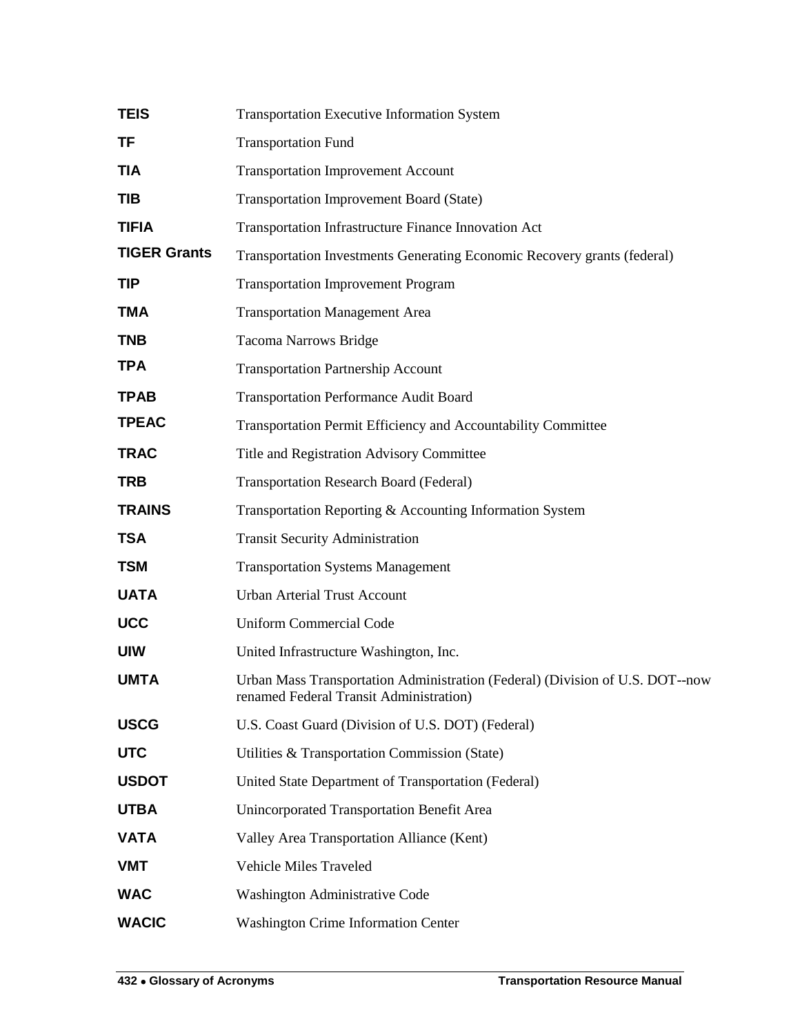| | |
|---|---|
| **TEIS** | Transportation Executive Information System |
| **TF** | Transportation Fund |
| **TIA** | Transportation Improvement Account |
| **TIB** | Transportation Improvement Board (State) |
| **TIFIA** | Transportation Infrastructure Finance Innovation Act |
| **TIGER Grants** | Transportation Investments Generating Economic Recovery grants (federal) |
| **TIP** | Transportation Improvement Program |
| **TMA** | Transportation Management Area |
| **TNB** | Tacoma Narrows Bridge |
| **TPA** | Transportation Partnership Account |
| **TPAB** | Transportation Performance Audit Board |
| **TPEAC** | Transportation Permit Efficiency and Accountability Committee |
| **TRAC** | Title and Registration Advisory Committee |
| **TRB** | Transportation Research Board (Federal) |
| **TRAINS** | Transportation Reporting & Accounting Information System |
| **TSA** | Transit Security Administration |
| **TSM** | Transportation Systems Management |
| **UATA** | Urban Arterial Trust Account |
| **UCC** | Uniform Commercial Code |
| **UIW** | United Infrastructure Washington, Inc. |
| **UMTA** | Urban Mass Transportation Administration (Federal) (Division of U.S. DOT--now renamed Federal Transit Administration) |
| **USCG** | U.S. Coast Guard (Division of U.S. DOT) (Federal) |
| **UTC** | Utilities & Transportation Commission (State) |
| **USDOT** | United State Department of Transportation (Federal) |
| **UTBA** | Unincorporated Transportation Benefit Area |
| **VATA** | Valley Area Transportation Alliance (Kent) |
| **VMT** | Vehicle Miles Traveled |
| **WAC** | Washington Administrative Code |
| **WACIC** | Washington Crime Information Center |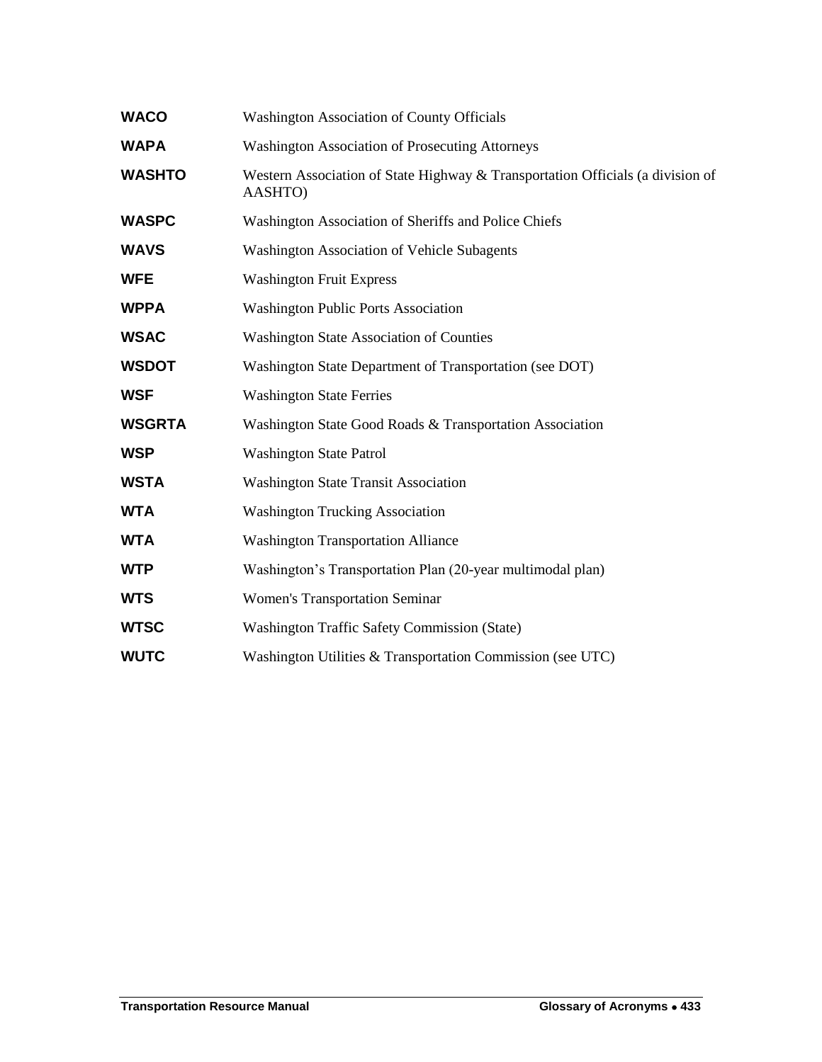| | |
|---|---|
| **WACO** | Washington Association of County Officials |
| **WAPA** | Washington Association of Prosecuting Attorneys |
| **WASHTO** | Western Association of State Highway & Transportation Officials (a division of AASHTO) |
| **WASPC** | Washington Association of Sheriffs and Police Chiefs |
| **WAVS** | Washington Association of Vehicle Subagents |
| **WFE** | Washington Fruit Express |
| **WPPA** | Washington Public Ports Association |
| **WSAC** | Washington State Association of Counties |
| **WSDOT** | Washington State Department of Transportation (see DOT) |
| **WSF** | Washington State Ferries |
| **WSGRTA** | Washington State Good Roads & Transportation Association |
| **WSP** | Washington State Patrol |
| **WSTA** | Washington State Transit Association |
| **WTA** | Washington Trucking Association |
| **WTA** | Washington Transportation Alliance |
| **WTP** | Washington's Transportation Plan (20-year multimodal plan) |
| **WTS** | Women's Transportation Seminar |
| **WTSC** | Washington Traffic Safety Commission (State) |
| **WUTC** | Washington Utilities & Transportation Commission (see UTC) |